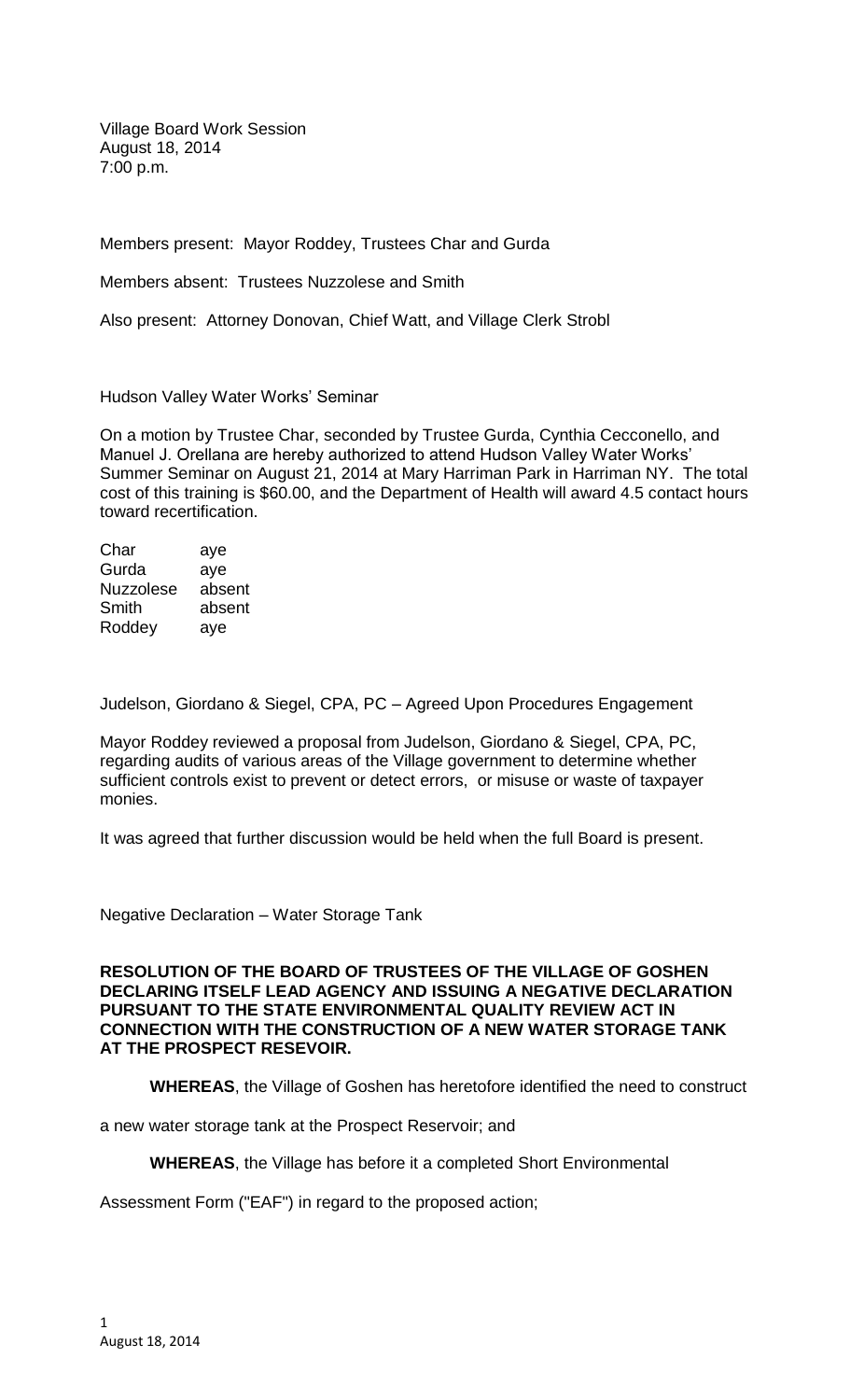Village Board Work Session
August 18, 2014
7:00 p.m.

Members present: Mayor Roddey, Trustees Char and Gurda

Members absent: Trustees Nuzzolese and Smith

Also present: Attorney Donovan, Chief Watt, and Village Clerk Strobl

Hudson Valley Water Works' Seminar

On a motion by Trustee Char, seconded by Trustee Gurda, Cynthia Cecconello, and Manuel J. Orellana are hereby authorized to attend Hudson Valley Water Works' Summer Seminar on August 21, 2014 at Mary Harriman Park in Harriman NY. The total cost of this training is $60.00, and the Department of Health will award 4.5 contact hours toward recertification.

| | |
|---|---|
| Char | aye |
| Gurda | aye |
| Nuzzolese | absent |
| Smith | absent |
| Roddey | aye |

Judelson, Giordano & Siegel, CPA, PC – Agreed Upon Procedures Engagement

Mayor Roddey reviewed a proposal from Judelson, Giordano & Siegel, CPA, PC, regarding audits of various areas of the Village government to determine whether sufficient controls exist to prevent or detect errors, or misuse or waste of taxpayer monies.

It was agreed that further discussion would be held when the full Board is present.

Negative Declaration – Water Storage Tank

**RESOLUTION OF THE BOARD OF TRUSTEES OF THE VILLAGE OF GOSHEN DECLARING ITSELF LEAD AGENCY AND ISSUING A NEGATIVE DECLARATION PURSUANT TO THE STATE ENVIRONMENTAL QUALITY REVIEW ACT IN CONNECTION WITH THE CONSTRUCTION OF A NEW WATER STORAGE TANK AT THE PROSPECT RESEVOIR.**

**WHEREAS**, the Village of Goshen has heretofore identified the need to construct a new water storage tank at the Prospect Reservoir; and

**WHEREAS**, the Village has before it a completed Short Environmental Assessment Form ("EAF") in regard to the proposed action;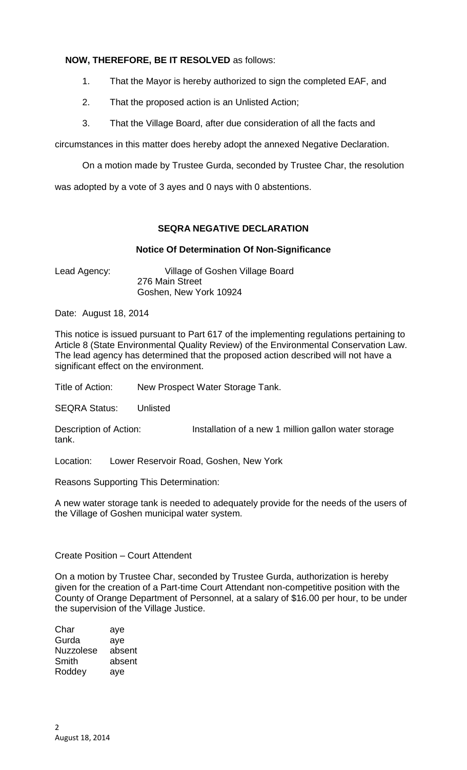**NOW, THEREFORE, BE IT RESOLVED** as follows:

1. That the Mayor is hereby authorized to sign the completed EAF, and
2. That the proposed action is an Unlisted Action;
3. That the Village Board, after due consideration of all the facts and circumstances in this matter does hereby adopt the annexed Negative Declaration.

On a motion made by Trustee Gurda, seconded by Trustee Char, the resolution was adopted by a vote of 3 ayes and 0 nays with 0 abstentions.

**SEQRA NEGATIVE DECLARATION**

**Notice Of Determination Of Non-Significance**

Lead Agency: Village of Goshen Village Board
276 Main Street
Goshen, New York 10924

Date: August 18, 2014

This notice is issued pursuant to Part 617 of the implementing regulations pertaining to Article 8 (State Environmental Quality Review) of the Environmental Conservation Law. The lead agency has determined that the proposed action described will not have a significant effect on the environment.

Title of Action: New Prospect Water Storage Tank.

SEQRA Status: Unlisted

Description of Action: Installation of a new 1 million gallon water storage tank.

Location: Lower Reservoir Road, Goshen, New York

Reasons Supporting This Determination:

A new water storage tank is needed to adequately provide for the needs of the users of the Village of Goshen municipal water system.

Create Position – Court Attendent

On a motion by Trustee Char, seconded by Trustee Gurda, authorization is hereby given for the creation of a Part-time Court Attendant non-competitive position with the County of Orange Department of Personnel, at a salary of $16.00 per hour, to be under the supervision of the Village Justice.

Char aye
Gurda aye
Nuzzolese absent
Smith absent
Roddey aye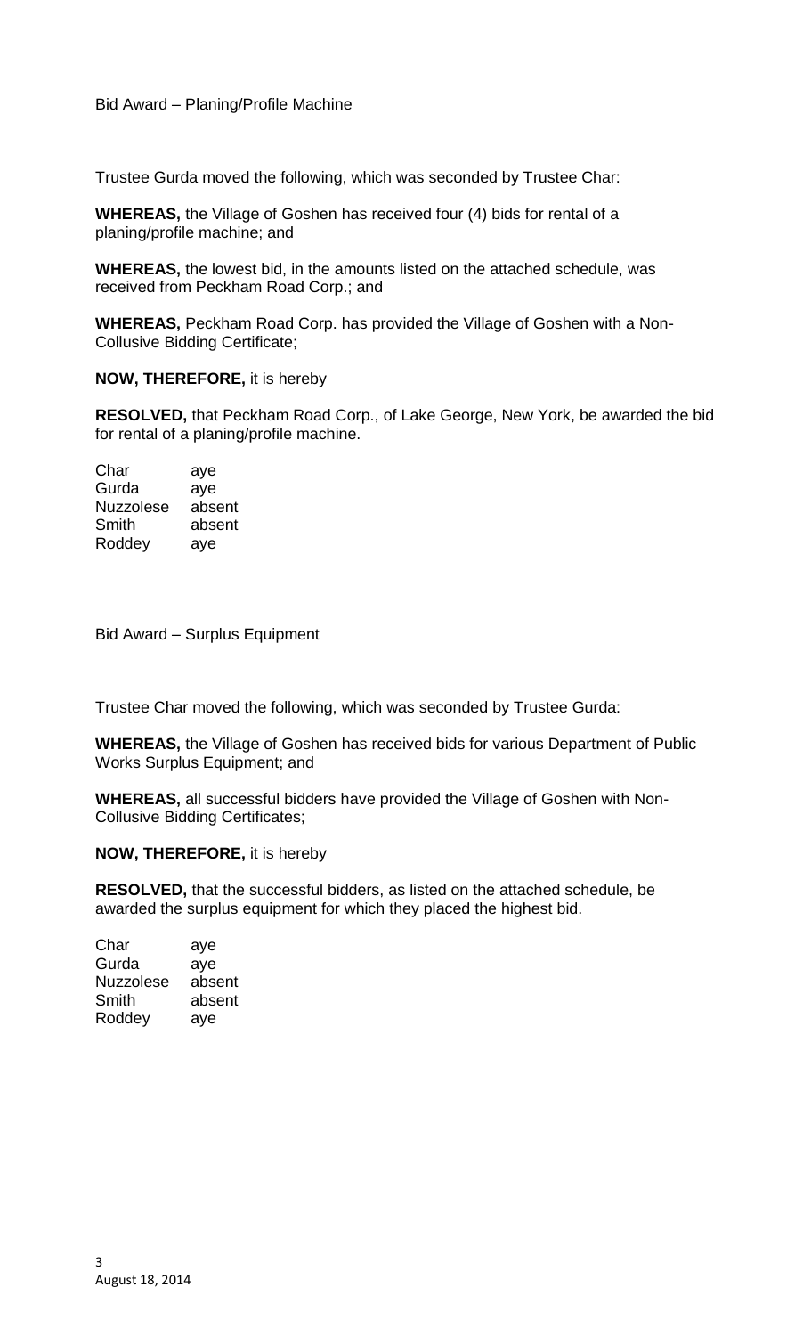Bid Award – Planing/Profile Machine

Trustee Gurda moved the following, which was seconded by Trustee Char:

**WHEREAS,** the Village of Goshen has received four (4) bids for rental of a planing/profile machine; and

**WHEREAS,** the lowest bid, in the amounts listed on the attached schedule, was received from Peckham Road Corp.; and

**WHEREAS,** Peckham Road Corp. has provided the Village of Goshen with a Non-Collusive Bidding Certificate;

**NOW, THEREFORE,** it is hereby

**RESOLVED,** that Peckham Road Corp., of Lake George, New York, be awarded the bid for rental of a planing/profile machine.

| | |
|---|---|
| Char | aye |
| Gurda | aye |
| Nuzzolese | absent |
| Smith | absent |
| Roddey | aye |

Bid Award – Surplus Equipment

Trustee Char moved the following, which was seconded by Trustee Gurda:

**WHEREAS,** the Village of Goshen has received bids for various Department of Public Works Surplus Equipment; and

**WHEREAS,** all successful bidders have provided the Village of Goshen with Non-Collusive Bidding Certificates;

**NOW, THEREFORE,** it is hereby

**RESOLVED,** that the successful bidders, as listed on the attached schedule, be awarded the surplus equipment for which they placed the highest bid.

| | |
|---|---|
| Char | aye |
| Gurda | aye |
| Nuzzolese | absent |
| Smith | absent |
| Roddey | aye |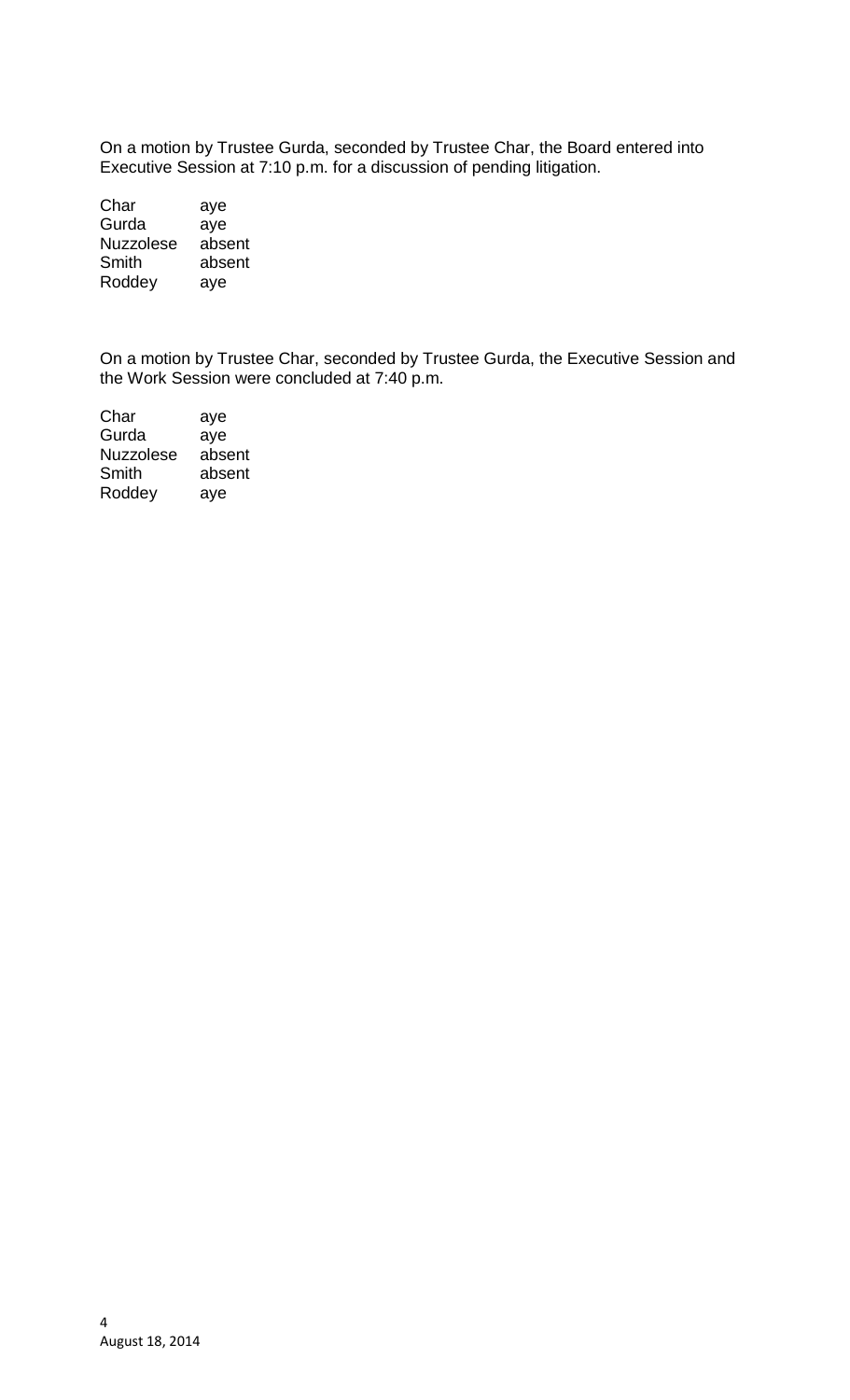On a motion by Trustee Gurda, seconded by Trustee Char, the Board entered into Executive Session at 7:10 p.m. for a discussion of pending litigation.

| | |
|---|---|
| Char | aye |
| Gurda | aye |
| Nuzzolese | absent |
| Smith | absent |
| Roddey | aye |

On a motion by Trustee Char, seconded by Trustee Gurda, the Executive Session and the Work Session were concluded at 7:40 p.m.

| | |
|---|---|
| Char | aye |
| Gurda | aye |
| Nuzzolese | absent |
| Smith | absent |
| Roddey | aye |